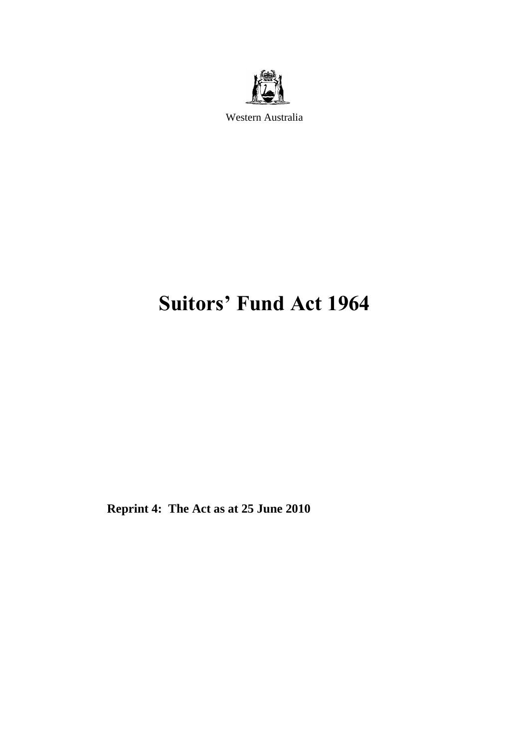Western Australia

# Suitors' Fund Act 1964

**Reprint 4: The Act as at 25 June 2010**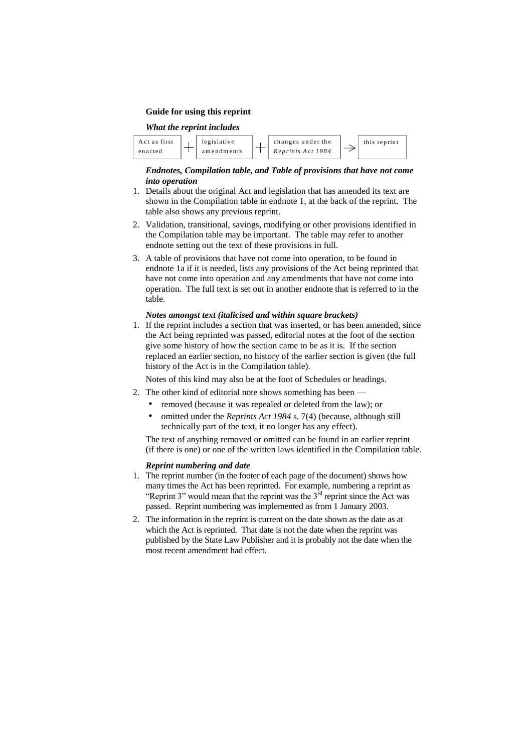**Guide for using this reprint**

***What the reprint includes***

| Act as first enacted | + | legislative amendments | + | changes under the *Reprints Act 1984* | → | this reprint |
|---|---|---|---|---|---|---|

***Endnotes, Compilation table, and Table of provisions that have not come into operation***

1. Details about the original Act and legislation that has amended its text are shown in the Compilation table in endnote 1, at the back of the reprint. The table also shows any previous reprint.
2. Validation, transitional, savings, modifying or other provisions identified in the Compilation table may be important. The table may refer to another endnote setting out the text of these provisions in full.
3. A table of provisions that have not come into operation, to be found in endnote 1a if it is needed, lists any provisions of the Act being reprinted that have not come into operation and any amendments that have not come into operation. The full text is set out in another endnote that is referred to in the table.

***Notes amongst text (italicised and within square brackets)***

1. If the reprint includes a section that was inserted, or has been amended, since the Act being reprinted was passed, editorial notes at the foot of the section give some history of how the section came to be as it is. If the section replaced an earlier section, no history of the earlier section is given (the full history of the Act is in the Compilation table).

   Notes of this kind may also be at the foot of Schedules or headings.

2. The other kind of editorial note shows something has been —
   - removed (because it was repealed or deleted from the law); or
   - omitted under the *Reprints Act 1984* s. 7(4) (because, although still technically part of the text, it no longer has any effect).

   The text of anything removed or omitted can be found in an earlier reprint (if there is one) or one of the written laws identified in the Compilation table.

***Reprint numbering and date***

1. The reprint number (in the footer of each page of the document) shows how many times the Act has been reprinted. For example, numbering a reprint as "Reprint 3" would mean that the reprint was the 3rd reprint since the Act was passed. Reprint numbering was implemented as from 1 January 2003.
2. The information in the reprint is current on the date shown as the date as at which the Act is reprinted. That date is not the date when the reprint was published by the State Law Publisher and it is probably not the date when the most recent amendment had effect.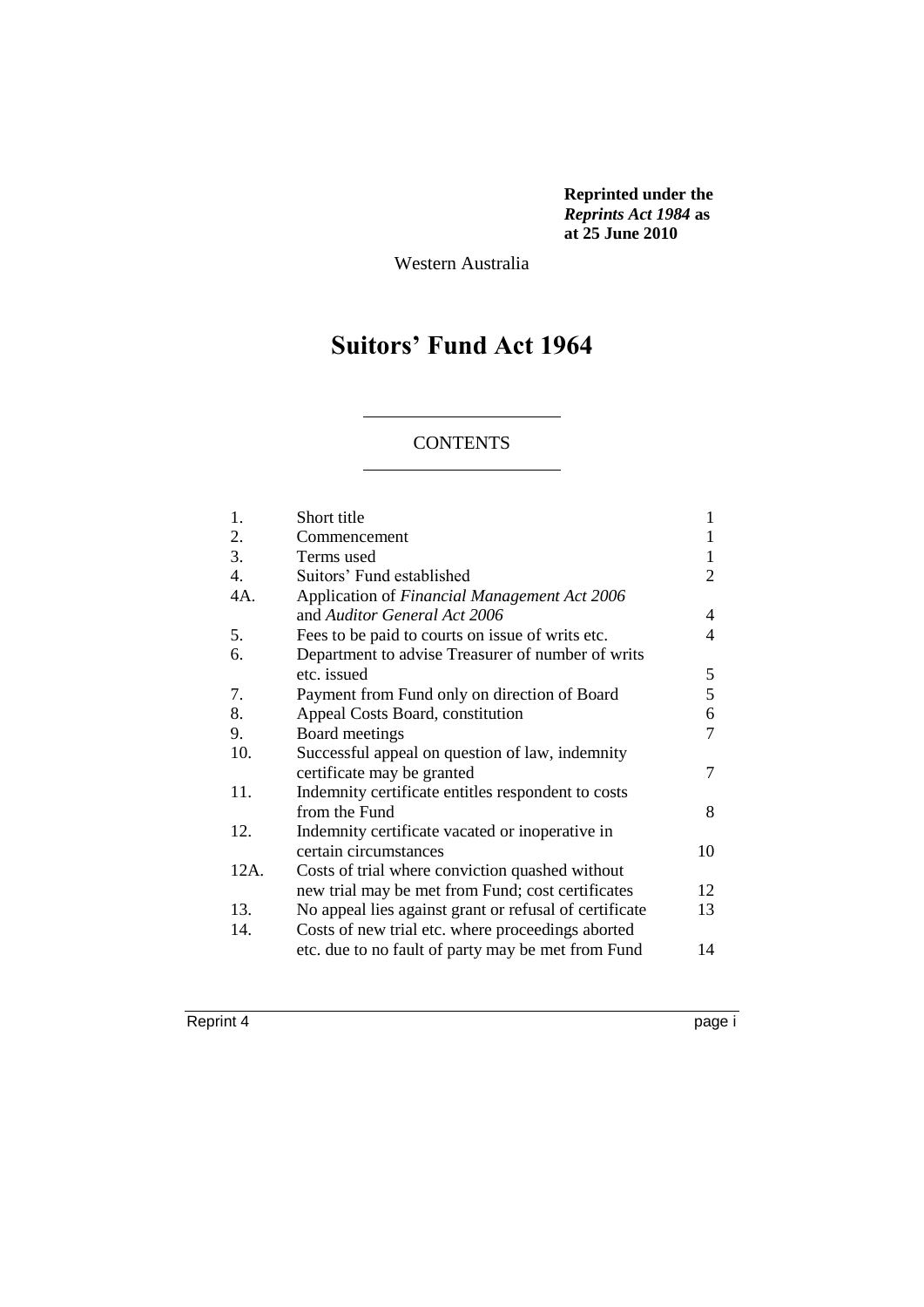**Reprinted under the *Reprints Act 1984* as at 25 June 2010**

Western Australia

# Suitors' Fund Act 1964

## CONTENTS

| | | |
|---|---|---|
| 1. | Short title | 1 |
| 2. | Commencement | 1 |
| 3. | Terms used | 1 |
| 4. | Suitors' Fund established | 2 |
| 4A. | Application of *Financial Management Act 2006* and *Auditor General Act 2006* | 4 |
| 5. | Fees to be paid to courts on issue of writs etc. | 4 |
| 6. | Department to advise Treasurer of number of writs etc. issued | 5 |
| 7. | Payment from Fund only on direction of Board | 5 |
| 8. | Appeal Costs Board, constitution | 6 |
| 9. | Board meetings | 7 |
| 10. | Successful appeal on question of law, indemnity certificate may be granted | 7 |
| 11. | Indemnity certificate entitles respondent to costs from the Fund | 8 |
| 12. | Indemnity certificate vacated or inoperative in certain circumstances | 10 |
| 12A. | Costs of trial where conviction quashed without new trial may be met from Fund; cost certificates | 12 |
| 13. | No appeal lies against grant or refusal of certificate | 13 |
| 14. | Costs of new trial etc. where proceedings aborted etc. due to no fault of party may be met from Fund | 14 |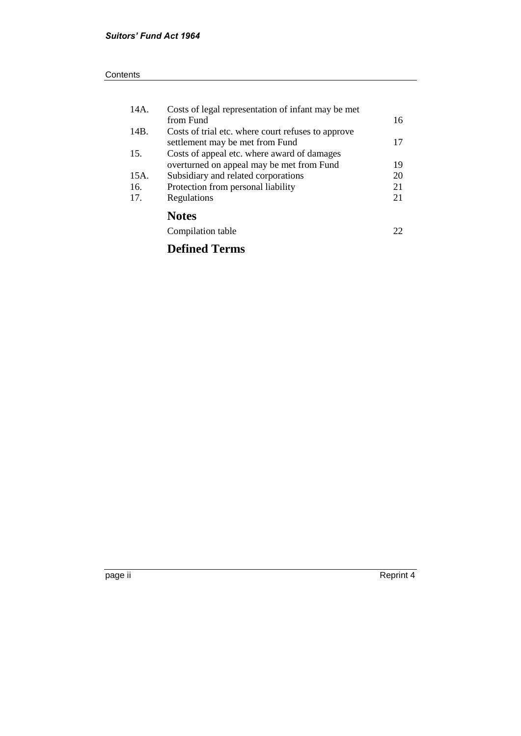| | | |
|---|---|---|
| 14A. | Costs of legal representation of infant may be met from Fund | 16 |
| 14B. | Costs of trial etc. where court refuses to approve settlement may be met from Fund | 17 |
| 15. | Costs of appeal etc. where award of damages overturned on appeal may be met from Fund | 19 |
| 15A. | Subsidiary and related corporations | 20 |
| 16. | Protection from personal liability | 21 |
| 17. | Regulations | 21 |

## Notes

Compilation table 22

## Defined Terms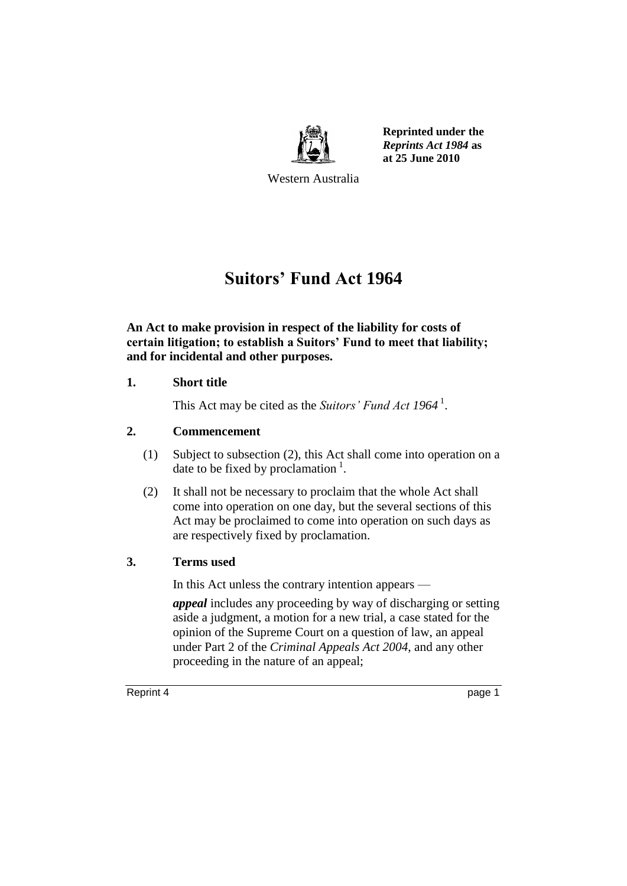Reprinted under the *Reprints Act 1984* as at 25 June 2010

Western Australia

# Suitors' Fund Act 1964

**An Act to make provision in respect of the liability for costs of certain litigation; to establish a Suitors' Fund to meet that liability; and for incidental and other purposes.**

### 1. Short title

This Act may be cited as the *Suitors' Fund Act 1964* [1].

### 2. Commencement

(1) Subject to subsection (2), this Act shall come into operation on a date to be fixed by proclamation [1].

(2) It shall not be necessary to proclaim that the whole Act shall come into operation on one day, but the several sections of this Act may be proclaimed to come into operation on such days as are respectively fixed by proclamation.

### 3. Terms used

In this Act unless the contrary intention appears —

***appeal*** includes any proceeding by way of discharging or setting aside a judgment, a motion for a new trial, a case stated for the opinion of the Supreme Court on a question of law, an appeal under Part 2 of the *Criminal Appeals Act 2004*, and any other proceeding in the nature of an appeal;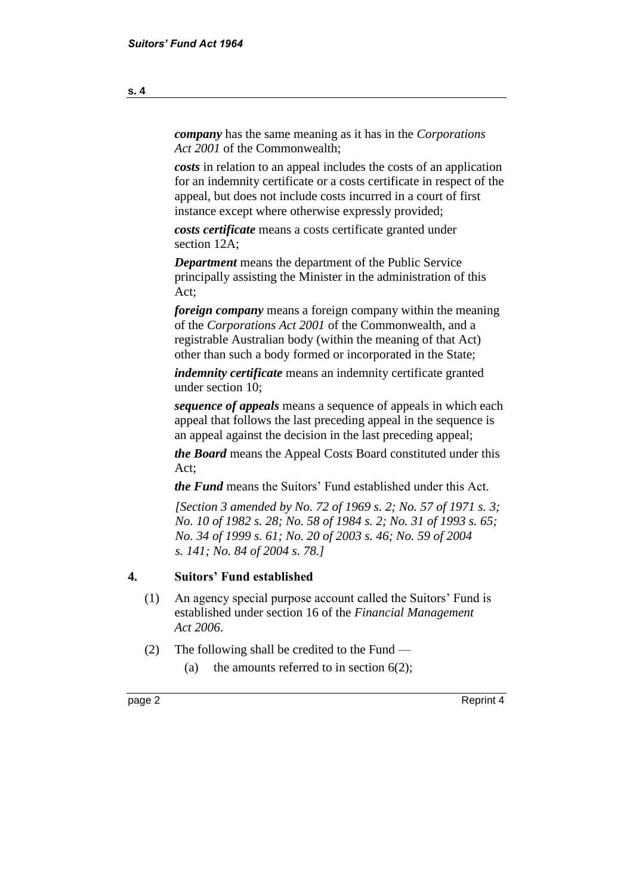***company*** has the same meaning as it has in the *Corporations Act 2001* of the Commonwealth;

***costs*** in relation to an appeal includes the costs of an application for an indemnity certificate or a costs certificate in respect of the appeal, but does not include costs incurred in a court of first instance except where otherwise expressly provided;

***costs certificate*** means a costs certificate granted under section 12A;

***Department*** means the department of the Public Service principally assisting the Minister in the administration of this Act;

***foreign company*** means a foreign company within the meaning of the *Corporations Act 2001* of the Commonwealth, and a registrable Australian body (within the meaning of that Act) other than such a body formed or incorporated in the State;

***indemnity certificate*** means an indemnity certificate granted under section 10;

***sequence of appeals*** means a sequence of appeals in which each appeal that follows the last preceding appeal in the sequence is an appeal against the decision in the last preceding appeal;

***the Board*** means the Appeal Costs Board constituted under this Act;

***the Fund*** means the Suitors' Fund established under this Act.

*[Section 3 amended by No. 72 of 1969 s. 2; No. 57 of 1971 s. 3; No. 10 of 1982 s. 28; No. 58 of 1984 s. 2; No. 31 of 1993 s. 65; No. 34 of 1999 s. 61; No. 20 of 2003 s. 46; No. 59 of 2004 s. 141; No. 84 of 2004 s. 78.]*

## 4. Suitors' Fund established

(1) An agency special purpose account called the Suitors' Fund is established under section 16 of the *Financial Management Act 2006*.

(2) The following shall be credited to the Fund —

(a) the amounts referred to in section 6(2);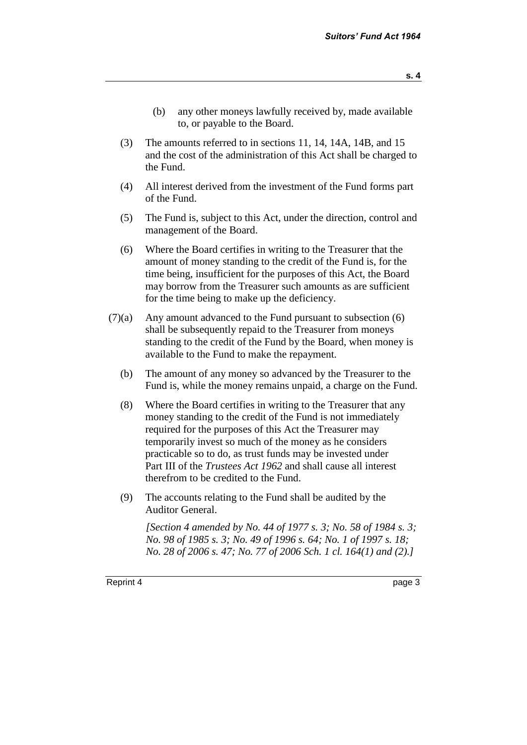(b) any other moneys lawfully received by, made available to, or payable to the Board.

(3) The amounts referred to in sections 11, 14, 14A, 14B, and 15 and the cost of the administration of this Act shall be charged to the Fund.

(4) All interest derived from the investment of the Fund forms part of the Fund.

(5) The Fund is, subject to this Act, under the direction, control and management of the Board.

(6) Where the Board certifies in writing to the Treasurer that the amount of money standing to the credit of the Fund is, for the time being, insufficient for the purposes of this Act, the Board may borrow from the Treasurer such amounts as are sufficient for the time being to make up the deficiency.

(7)(a) Any amount advanced to the Fund pursuant to subsection (6) shall be subsequently repaid to the Treasurer from moneys standing to the credit of the Fund by the Board, when money is available to the Fund to make the repayment.

(b) The amount of any money so advanced by the Treasurer to the Fund is, while the money remains unpaid, a charge on the Fund.

(8) Where the Board certifies in writing to the Treasurer that any money standing to the credit of the Fund is not immediately required for the purposes of this Act the Treasurer may temporarily invest so much of the money as he considers practicable so to do, as trust funds may be invested under Part III of the *Trustees Act 1962* and shall cause all interest therefrom to be credited to the Fund.

(9) The accounts relating to the Fund shall be audited by the Auditor General.

*[Section 4 amended by No. 44 of 1977 s. 3; No. 58 of 1984 s. 3; No. 98 of 1985 s. 3; No. 49 of 1996 s. 64; No. 1 of 1997 s. 18; No. 28 of 2006 s. 47; No. 77 of 2006 Sch. 1 cl. 164(1) and (2).]*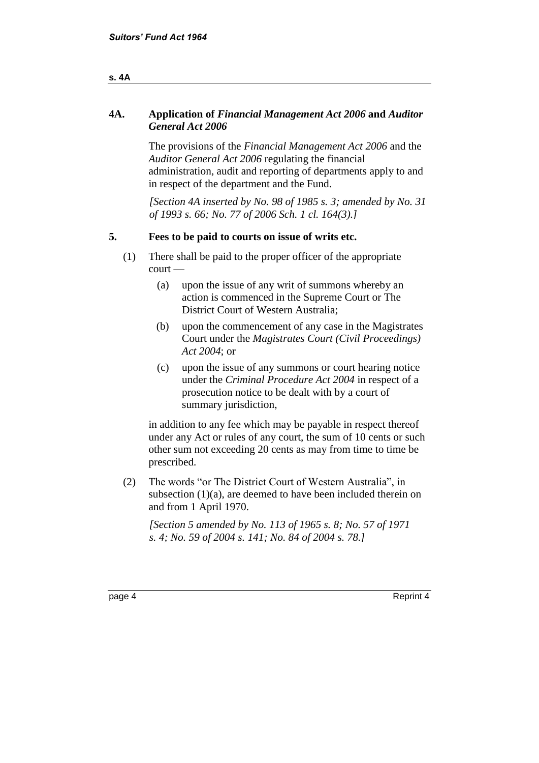## 4A. Application of *Financial Management Act 2006* and *Auditor General Act 2006*

The provisions of the *Financial Management Act 2006* and the *Auditor General Act 2006* regulating the financial administration, audit and reporting of departments apply to and in respect of the department and the Fund.

*[Section 4A inserted by No. 98 of 1985 s. 3; amended by No. 31 of 1993 s. 66; No. 77 of 2006 Sch. 1 cl. 164(3).]*

## 5. Fees to be paid to courts on issue of writs etc.

(1) There shall be paid to the proper officer of the appropriate court —

  (a) upon the issue of any writ of summons whereby an action is commenced in the Supreme Court or The District Court of Western Australia;

  (b) upon the commencement of any case in the Magistrates Court under the *Magistrates Court (Civil Proceedings) Act 2004*; or

  (c) upon the issue of any summons or court hearing notice under the *Criminal Procedure Act 2004* in respect of a prosecution notice to be dealt with by a court of summary jurisdiction,

in addition to any fee which may be payable in respect thereof under any Act or rules of any court, the sum of 10 cents or such other sum not exceeding 20 cents as may from time to time be prescribed.

(2) The words "or The District Court of Western Australia", in subsection (1)(a), are deemed to have been included therein on and from 1 April 1970.

*[Section 5 amended by No. 113 of 1965 s. 8; No. 57 of 1971 s. 4; No. 59 of 2004 s. 141; No. 84 of 2004 s. 78.]*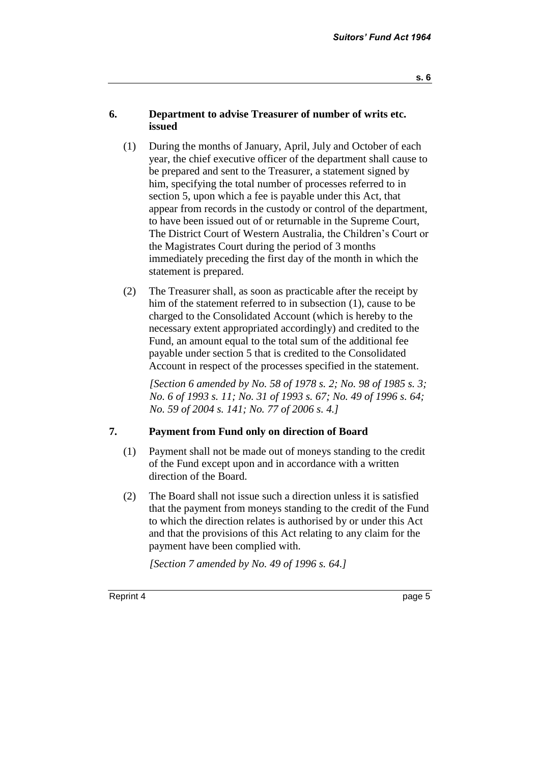## 6. Department to advise Treasurer of number of writs etc. issued

(1) During the months of January, April, July and October of each year, the chief executive officer of the department shall cause to be prepared and sent to the Treasurer, a statement signed by him, specifying the total number of processes referred to in section 5, upon which a fee is payable under this Act, that appear from records in the custody or control of the department, to have been issued out of or returnable in the Supreme Court, The District Court of Western Australia, the Children's Court or the Magistrates Court during the period of 3 months immediately preceding the first day of the month in which the statement is prepared.

(2) The Treasurer shall, as soon as practicable after the receipt by him of the statement referred to in subsection (1), cause to be charged to the Consolidated Account (which is hereby to the necessary extent appropriated accordingly) and credited to the Fund, an amount equal to the total sum of the additional fee payable under section 5 that is credited to the Consolidated Account in respect of the processes specified in the statement.

*[Section 6 amended by No. 58 of 1978 s. 2; No. 98 of 1985 s. 3; No. 6 of 1993 s. 11; No. 31 of 1993 s. 67; No. 49 of 1996 s. 64; No. 59 of 2004 s. 141; No. 77 of 2006 s. 4.]*

## 7. Payment from Fund only on direction of Board

(1) Payment shall not be made out of moneys standing to the credit of the Fund except upon and in accordance with a written direction of the Board.

(2) The Board shall not issue such a direction unless it is satisfied that the payment from moneys standing to the credit of the Fund to which the direction relates is authorised by or under this Act and that the provisions of this Act relating to any claim for the payment have been complied with.

*[Section 7 amended by No. 49 of 1996 s. 64.]*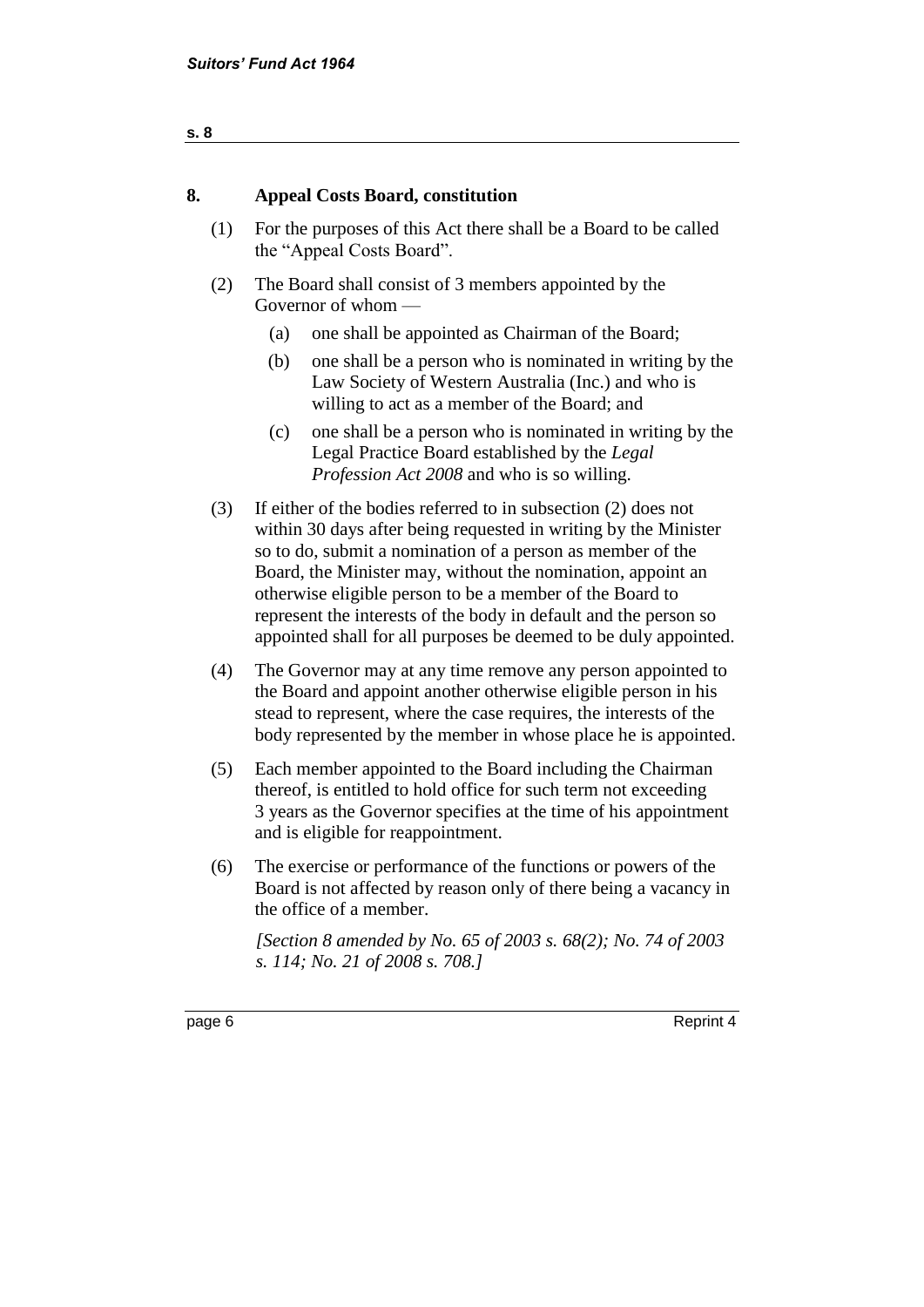## 8. Appeal Costs Board, constitution

(1) For the purposes of this Act there shall be a Board to be called the "Appeal Costs Board".

(2) The Board shall consist of 3 members appointed by the Governor of whom —

(a) one shall be appointed as Chairman of the Board;

(b) one shall be a person who is nominated in writing by the Law Society of Western Australia (Inc.) and who is willing to act as a member of the Board; and

(c) one shall be a person who is nominated in writing by the Legal Practice Board established by the *Legal Profession Act 2008* and who is so willing.

(3) If either of the bodies referred to in subsection (2) does not within 30 days after being requested in writing by the Minister so to do, submit a nomination of a person as member of the Board, the Minister may, without the nomination, appoint an otherwise eligible person to be a member of the Board to represent the interests of the body in default and the person so appointed shall for all purposes be deemed to be duly appointed.

(4) The Governor may at any time remove any person appointed to the Board and appoint another otherwise eligible person in his stead to represent, where the case requires, the interests of the body represented by the member in whose place he is appointed.

(5) Each member appointed to the Board including the Chairman thereof, is entitled to hold office for such term not exceeding 3 years as the Governor specifies at the time of his appointment and is eligible for reappointment.

(6) The exercise or performance of the functions or powers of the Board is not affected by reason only of there being a vacancy in the office of a member.

*[Section 8 amended by No. 65 of 2003 s. 68(2); No. 74 of 2003 s. 114; No. 21 of 2008 s. 708.]*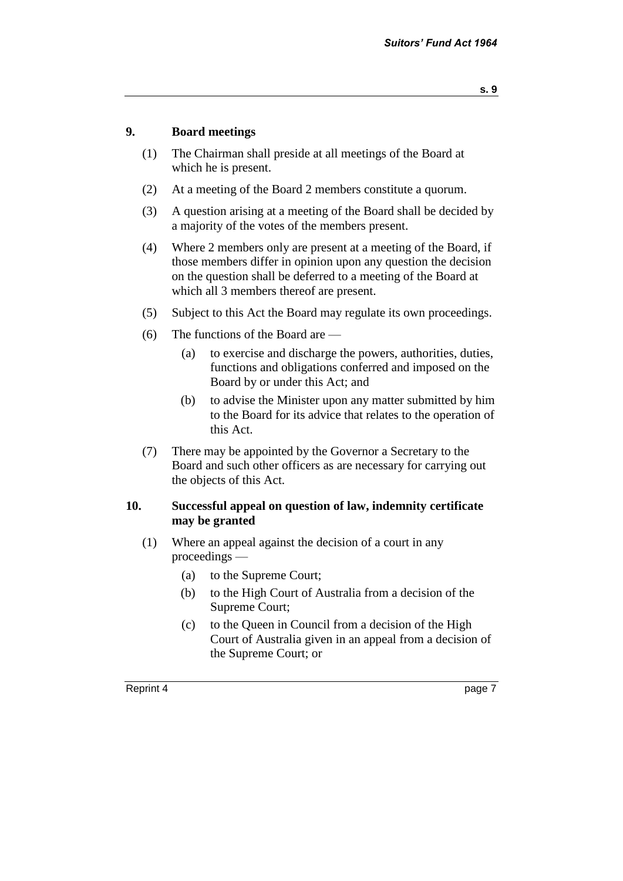## 9. Board meetings

(1) The Chairman shall preside at all meetings of the Board at which he is present.

(2) At a meeting of the Board 2 members constitute a quorum.

(3) A question arising at a meeting of the Board shall be decided by a majority of the votes of the members present.

(4) Where 2 members only are present at a meeting of the Board, if those members differ in opinion upon any question the decision on the question shall be deferred to a meeting of the Board at which all 3 members thereof are present.

(5) Subject to this Act the Board may regulate its own proceedings.

(6) The functions of the Board are —

- (a) to exercise and discharge the powers, authorities, duties, functions and obligations conferred and imposed on the Board by or under this Act; and
- (b) to advise the Minister upon any matter submitted by him to the Board for its advice that relates to the operation of this Act.

(7) There may be appointed by the Governor a Secretary to the Board and such other officers as are necessary for carrying out the objects of this Act.

## 10. Successful appeal on question of law, indemnity certificate may be granted

(1) Where an appeal against the decision of a court in any proceedings —

- (a) to the Supreme Court;
- (b) to the High Court of Australia from a decision of the Supreme Court;
- (c) to the Queen in Council from a decision of the High Court of Australia given in an appeal from a decision of the Supreme Court; or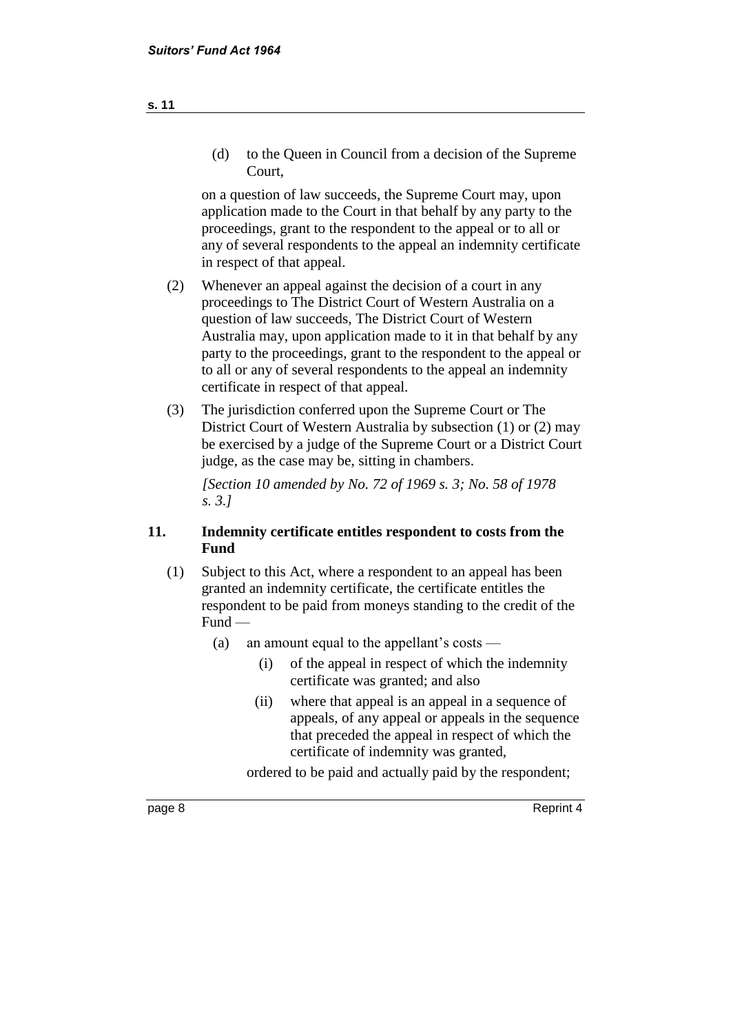(d) to the Queen in Council from a decision of the Supreme Court,

on a question of law succeeds, the Supreme Court may, upon application made to the Court in that behalf by any party to the proceedings, grant to the respondent to the appeal or to all or any of several respondents to the appeal an indemnity certificate in respect of that appeal.

(2) Whenever an appeal against the decision of a court in any proceedings to The District Court of Western Australia on a question of law succeeds, The District Court of Western Australia may, upon application made to it in that behalf by any party to the proceedings, grant to the respondent to the appeal or to all or any of several respondents to the appeal an indemnity certificate in respect of that appeal.

(3) The jurisdiction conferred upon the Supreme Court or The District Court of Western Australia by subsection (1) or (2) may be exercised by a judge of the Supreme Court or a District Court judge, as the case may be, sitting in chambers.

*[Section 10 amended by No. 72 of 1969 s. 3; No. 58 of 1978 s. 3.]*

## 11. Indemnity certificate entitles respondent to costs from the Fund

(1) Subject to this Act, where a respondent to an appeal has been granted an indemnity certificate, the certificate entitles the respondent to be paid from moneys standing to the credit of the Fund —

(a) an amount equal to the appellant's costs —

(i) of the appeal in respect of which the indemnity certificate was granted; and also

(ii) where that appeal is an appeal in a sequence of appeals, of any appeal or appeals in the sequence that preceded the appeal in respect of which the certificate of indemnity was granted,

ordered to be paid and actually paid by the respondent;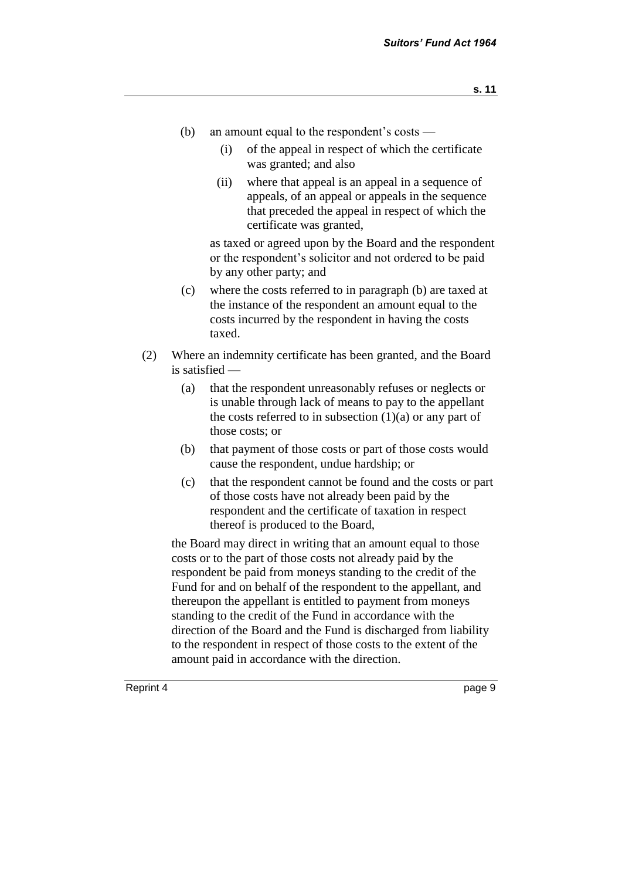(b) an amount equal to the respondent's costs —

  (i) of the appeal in respect of which the certificate was granted; and also

  (ii) where that appeal is an appeal in a sequence of appeals, of an appeal or appeals in the sequence that preceded the appeal in respect of which the certificate was granted,

  as taxed or agreed upon by the Board and the respondent or the respondent's solicitor and not ordered to be paid by any other party; and

(c) where the costs referred to in paragraph (b) are taxed at the instance of the respondent an amount equal to the costs incurred by the respondent in having the costs taxed.

(2) Where an indemnity certificate has been granted, and the Board is satisfied —

  (a) that the respondent unreasonably refuses or neglects or is unable through lack of means to pay to the appellant the costs referred to in subsection (1)(a) or any part of those costs; or

  (b) that payment of those costs or part of those costs would cause the respondent, undue hardship; or

  (c) that the respondent cannot be found and the costs or part of those costs have not already been paid by the respondent and the certificate of taxation in respect thereof is produced to the Board,

  the Board may direct in writing that an amount equal to those costs or to the part of those costs not already paid by the respondent be paid from moneys standing to the credit of the Fund for and on behalf of the respondent to the appellant, and thereupon the appellant is entitled to payment from moneys standing to the credit of the Fund in accordance with the direction of the Board and the Fund is discharged from liability to the respondent in respect of those costs to the extent of the amount paid in accordance with the direction.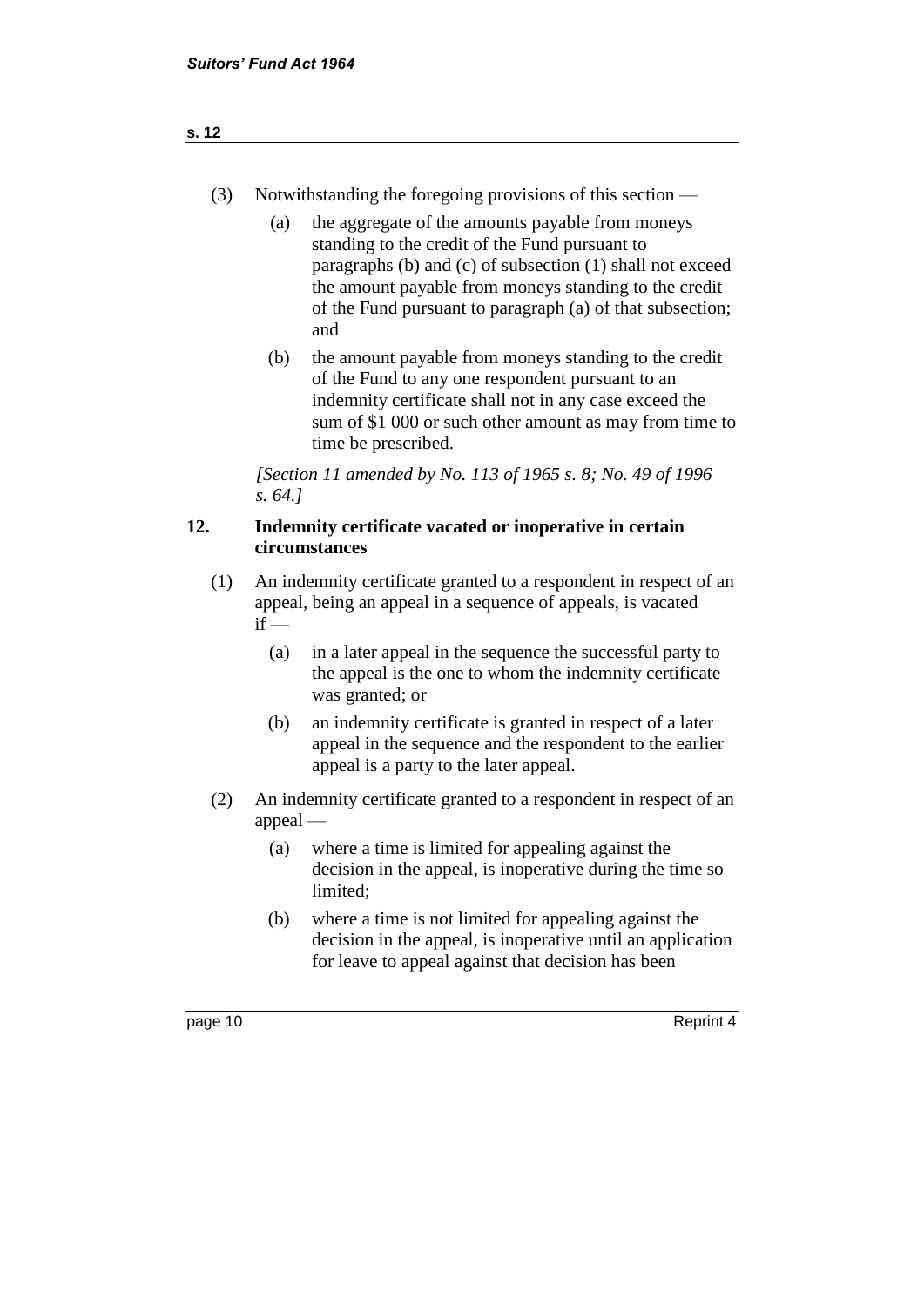(3) Notwithstanding the foregoing provisions of this section —

(a) the aggregate of the amounts payable from moneys standing to the credit of the Fund pursuant to paragraphs (b) and (c) of subsection (1) shall not exceed the amount payable from moneys standing to the credit of the Fund pursuant to paragraph (a) of that subsection; and

(b) the amount payable from moneys standing to the credit of the Fund to any one respondent pursuant to an indemnity certificate shall not in any case exceed the sum of $1 000 or such other amount as may from time to time be prescribed.

*[Section 11 amended by No. 113 of 1965 s. 8; No. 49 of 1996 s. 64.]*

## 12. Indemnity certificate vacated or inoperative in certain circumstances

(1) An indemnity certificate granted to a respondent in respect of an appeal, being an appeal in a sequence of appeals, is vacated if —

(a) in a later appeal in the sequence the successful party to the appeal is the one to whom the indemnity certificate was granted; or

(b) an indemnity certificate is granted in respect of a later appeal in the sequence and the respondent to the earlier appeal is a party to the later appeal.

(2) An indemnity certificate granted to a respondent in respect of an appeal —

(a) where a time is limited for appealing against the decision in the appeal, is inoperative during the time so limited;

(b) where a time is not limited for appealing against the decision in the appeal, is inoperative until an application for leave to appeal against that decision has been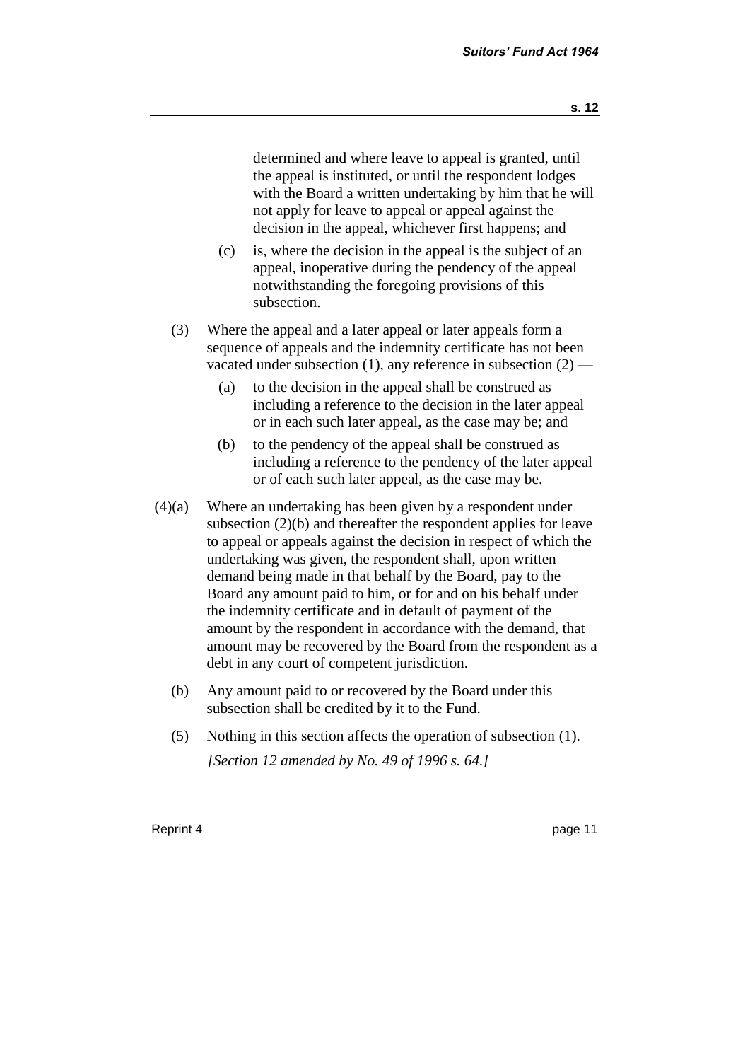determined and where leave to appeal is granted, until the appeal is instituted, or until the respondent lodges with the Board a written undertaking by him that he will not apply for leave to appeal or appeal against the decision in the appeal, whichever first happens; and

(c) is, where the decision in the appeal is the subject of an appeal, inoperative during the pendency of the appeal notwithstanding the foregoing provisions of this subsection.

(3) Where the appeal and a later appeal or later appeals form a sequence of appeals and the indemnity certificate has not been vacated under subsection (1), any reference in subsection (2) —

(a) to the decision in the appeal shall be construed as including a reference to the decision in the later appeal or in each such later appeal, as the case may be; and

(b) to the pendency of the appeal shall be construed as including a reference to the pendency of the later appeal or of each such later appeal, as the case may be.

(4)(a) Where an undertaking has been given by a respondent under subsection (2)(b) and thereafter the respondent applies for leave to appeal or appeals against the decision in respect of which the undertaking was given, the respondent shall, upon written demand being made in that behalf by the Board, pay to the Board any amount paid to him, or for and on his behalf under the indemnity certificate and in default of payment of the amount by the respondent in accordance with the demand, that amount may be recovered by the Board from the respondent as a debt in any court of competent jurisdiction.

(b) Any amount paid to or recovered by the Board under this subsection shall be credited by it to the Fund.

(5) Nothing in this section affects the operation of subsection (1).

*[Section 12 amended by No. 49 of 1996 s. 64.]*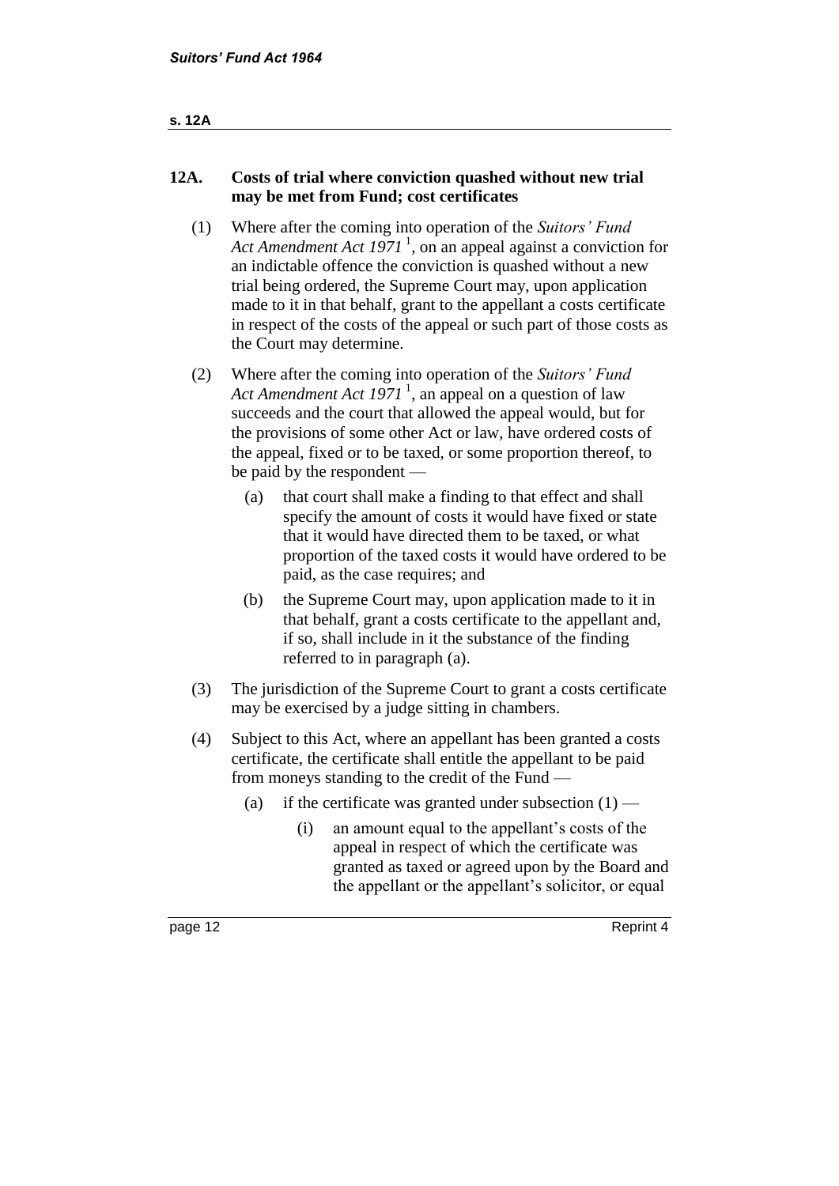## 12A. Costs of trial where conviction quashed without new trial may be met from Fund; cost certificates

(1) Where after the coming into operation of the *Suitors' Fund Act Amendment Act 1971* [1], on an appeal against a conviction for an indictable offence the conviction is quashed without a new trial being ordered, the Supreme Court may, upon application made to it in that behalf, grant to the appellant a costs certificate in respect of the costs of the appeal or such part of those costs as the Court may determine.

(2) Where after the coming into operation of the *Suitors' Fund Act Amendment Act 1971* [1], an appeal on a question of law succeeds and the court that allowed the appeal would, but for the provisions of some other Act or law, have ordered costs of the appeal, fixed or to be taxed, or some proportion thereof, to be paid by the respondent —

(a) that court shall make a finding to that effect and shall specify the amount of costs it would have fixed or state that it would have directed them to be taxed, or what proportion of the taxed costs it would have ordered to be paid, as the case requires; and

(b) the Supreme Court may, upon application made to it in that behalf, grant a costs certificate to the appellant and, if so, shall include in it the substance of the finding referred to in paragraph (a).

(3) The jurisdiction of the Supreme Court to grant a costs certificate may be exercised by a judge sitting in chambers.

(4) Subject to this Act, where an appellant has been granted a costs certificate, the certificate shall entitle the appellant to be paid from moneys standing to the credit of the Fund —

(a) if the certificate was granted under subsection (1) —

(i) an amount equal to the appellant's costs of the appeal in respect of which the certificate was granted as taxed or agreed upon by the Board and the appellant or the appellant's solicitor, or equal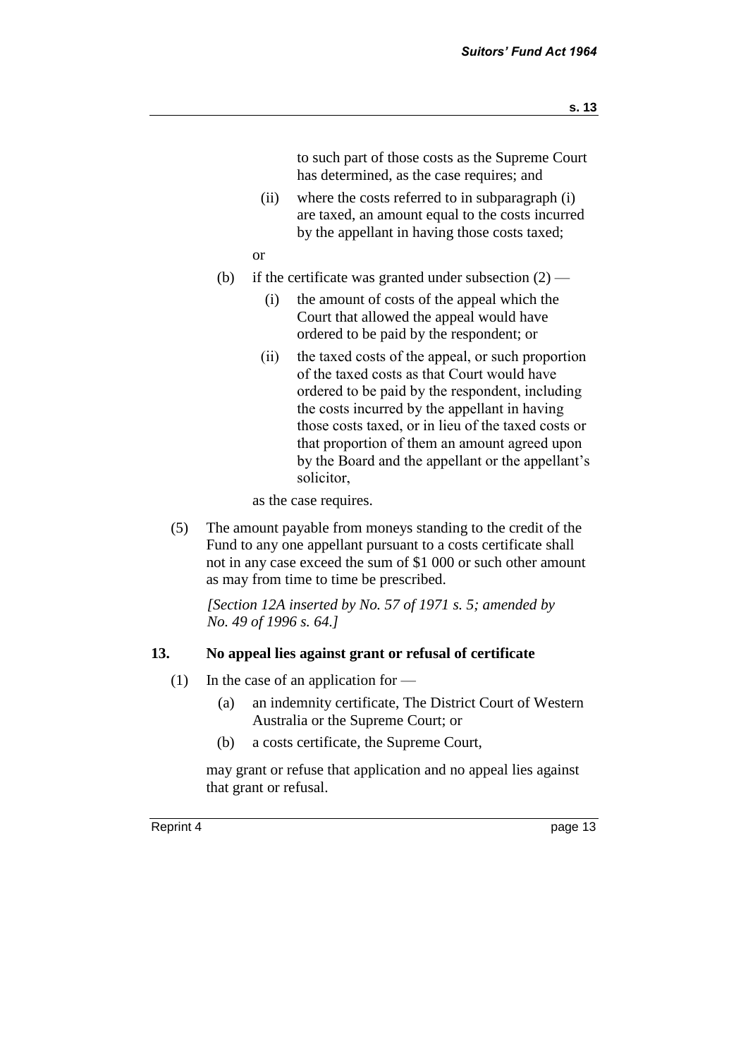to such part of those costs as the Supreme Court has determined, as the case requires; and

(ii) where the costs referred to in subparagraph (i) are taxed, an amount equal to the costs incurred by the appellant in having those costs taxed;

or

(b) if the certificate was granted under subsection (2) —

(i) the amount of costs of the appeal which the Court that allowed the appeal would have ordered to be paid by the respondent; or

(ii) the taxed costs of the appeal, or such proportion of the taxed costs as that Court would have ordered to be paid by the respondent, including the costs incurred by the appellant in having those costs taxed, or in lieu of the taxed costs or that proportion of them an amount agreed upon by the Board and the appellant or the appellant's solicitor,

as the case requires.

(5) The amount payable from moneys standing to the credit of the Fund to any one appellant pursuant to a costs certificate shall not in any case exceed the sum of $1 000 or such other amount as may from time to time be prescribed.

*[Section 12A inserted by No. 57 of 1971 s. 5; amended by No. 49 of 1996 s. 64.]*

### 13. No appeal lies against grant or refusal of certificate

(1) In the case of an application for —

(a) an indemnity certificate, The District Court of Western Australia or the Supreme Court; or

(b) a costs certificate, the Supreme Court,

may grant or refuse that application and no appeal lies against that grant or refusal.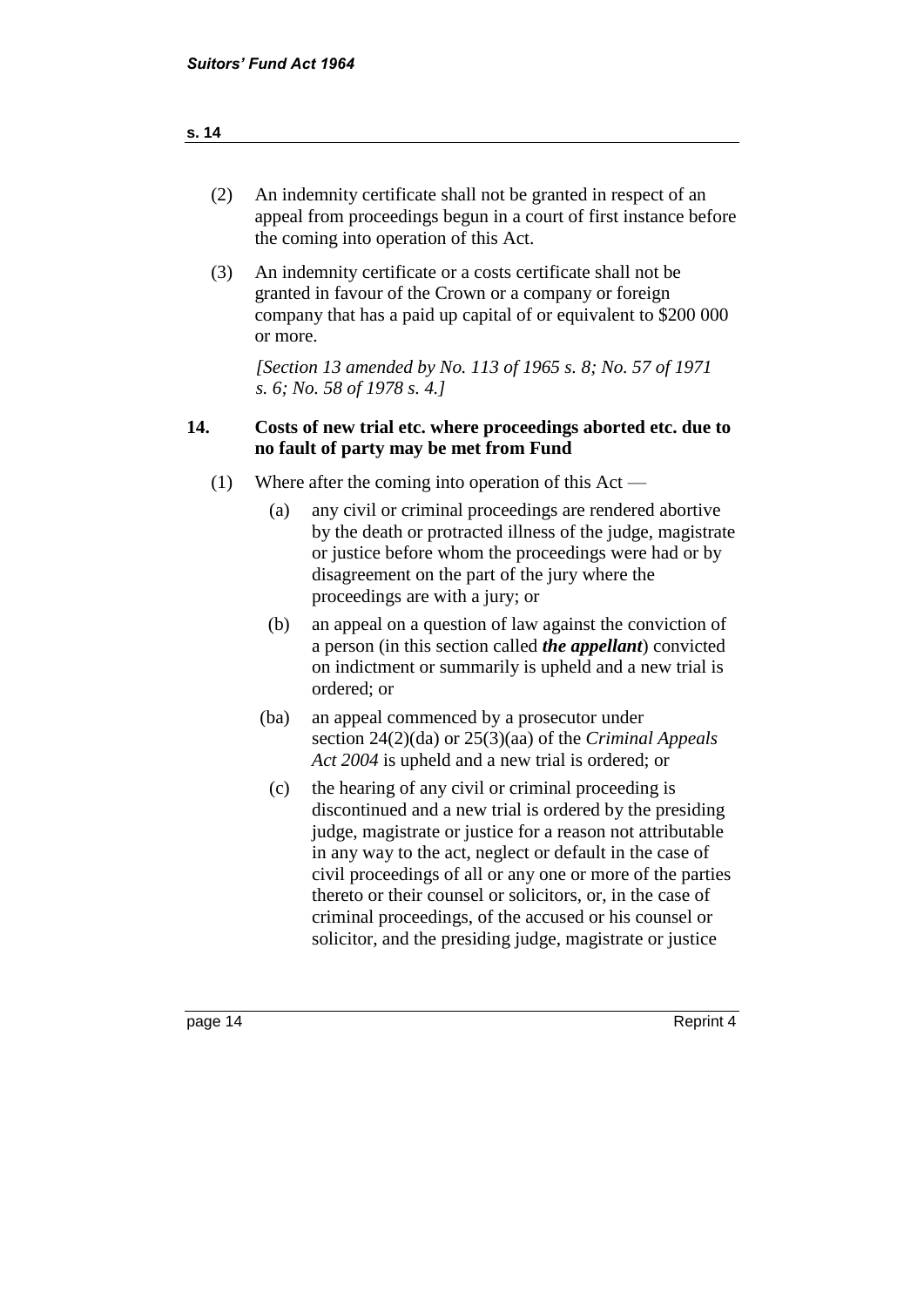(2) An indemnity certificate shall not be granted in respect of an appeal from proceedings begun in a court of first instance before the coming into operation of this Act.

(3) An indemnity certificate or a costs certificate shall not be granted in favour of the Crown or a company or foreign company that has a paid up capital of or equivalent to $200 000 or more.

*[Section 13 amended by No. 113 of 1965 s. 8; No. 57 of 1971 s. 6; No. 58 of 1978 s. 4.]*

### 14. Costs of new trial etc. where proceedings aborted etc. due to no fault of party may be met from Fund

(1) Where after the coming into operation of this Act —

- (a) any civil or criminal proceedings are rendered abortive by the death or protracted illness of the judge, magistrate or justice before whom the proceedings were had or by disagreement on the part of the jury where the proceedings are with a jury; or
- (b) an appeal on a question of law against the conviction of a person (in this section called ***the appellant***) convicted on indictment or summarily is upheld and a new trial is ordered; or
- (ba) an appeal commenced by a prosecutor under section 24(2)(da) or 25(3)(aa) of the *Criminal Appeals Act 2004* is upheld and a new trial is ordered; or
- (c) the hearing of any civil or criminal proceeding is discontinued and a new trial is ordered by the presiding judge, magistrate or justice for a reason not attributable in any way to the act, neglect or default in the case of civil proceedings of all or any one or more of the parties thereto or their counsel or solicitors, or, in the case of criminal proceedings, of the accused or his counsel or solicitor, and the presiding judge, magistrate or justice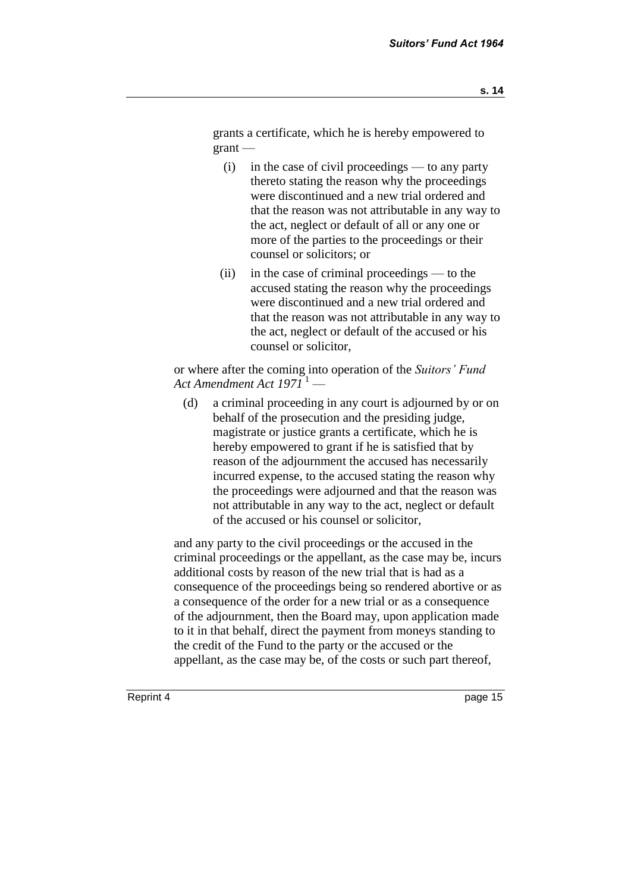grants a certificate, which he is hereby empowered to grant —

(i) in the case of civil proceedings — to any party thereto stating the reason why the proceedings were discontinued and a new trial ordered and that the reason was not attributable in any way to the act, neglect or default of all or any one or more of the parties to the proceedings or their counsel or solicitors; or

(ii) in the case of criminal proceedings — to the accused stating the reason why the proceedings were discontinued and a new trial ordered and that the reason was not attributable in any way to the act, neglect or default of the accused or his counsel or solicitor,

or where after the coming into operation of the *Suitors' Fund Act Amendment Act 1971* [1] —

(d) a criminal proceeding in any court is adjourned by or on behalf of the prosecution and the presiding judge, magistrate or justice grants a certificate, which he is hereby empowered to grant if he is satisfied that by reason of the adjournment the accused has necessarily incurred expense, to the accused stating the reason why the proceedings were adjourned and that the reason was not attributable in any way to the act, neglect or default of the accused or his counsel or solicitor,

and any party to the civil proceedings or the accused in the criminal proceedings or the appellant, as the case may be, incurs additional costs by reason of the new trial that is had as a consequence of the proceedings being so rendered abortive or as a consequence of the order for a new trial or as a consequence of the adjournment, then the Board may, upon application made to it in that behalf, direct the payment from moneys standing to the credit of the Fund to the party or the accused or the appellant, as the case may be, of the costs or such part thereof,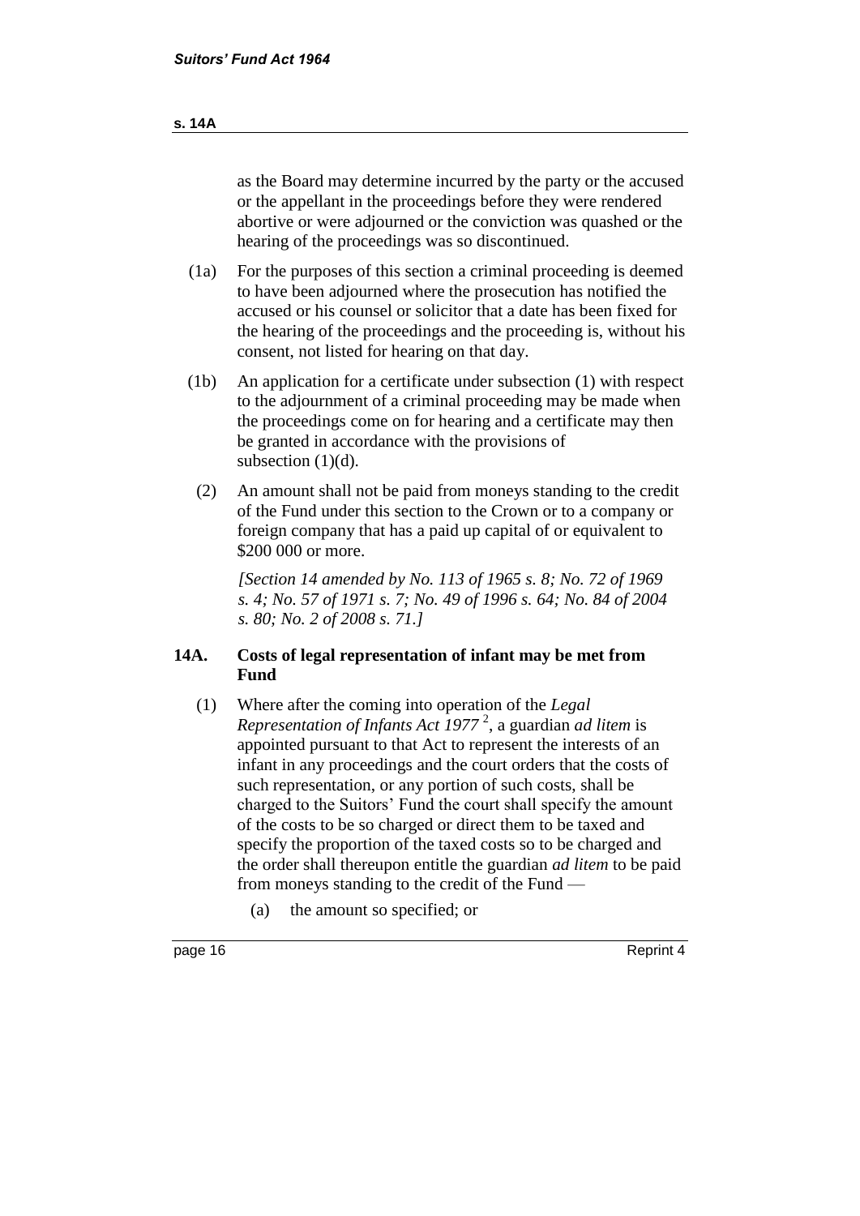as the Board may determine incurred by the party or the accused or the appellant in the proceedings before they were rendered abortive or were adjourned or the conviction was quashed or the hearing of the proceedings was so discontinued.

(1a) For the purposes of this section a criminal proceeding is deemed to have been adjourned where the prosecution has notified the accused or his counsel or solicitor that a date has been fixed for the hearing of the proceedings and the proceeding is, without his consent, not listed for hearing on that day.

(1b) An application for a certificate under subsection (1) with respect to the adjournment of a criminal proceeding may be made when the proceedings come on for hearing and a certificate may then be granted in accordance with the provisions of subsection (1)(d).

(2) An amount shall not be paid from moneys standing to the credit of the Fund under this section to the Crown or to a company or foreign company that has a paid up capital of or equivalent to $200 000 or more.

*[Section 14 amended by No. 113 of 1965 s. 8; No. 72 of 1969 s. 4; No. 57 of 1971 s. 7; No. 49 of 1996 s. 64; No. 84 of 2004 s. 80; No. 2 of 2008 s. 71.]*

### 14A. Costs of legal representation of infant may be met from Fund

(1) Where after the coming into operation of the *Legal Representation of Infants Act 1977* [2], a guardian *ad litem* is appointed pursuant to that Act to represent the interests of an infant in any proceedings and the court orders that the costs of such representation, or any portion of such costs, shall be charged to the Suitors' Fund the court shall specify the amount of the costs to be so charged or direct them to be taxed and specify the proportion of the taxed costs so to be charged and the order shall thereupon entitle the guardian *ad litem* to be paid from moneys standing to the credit of the Fund —

(a) the amount so specified; or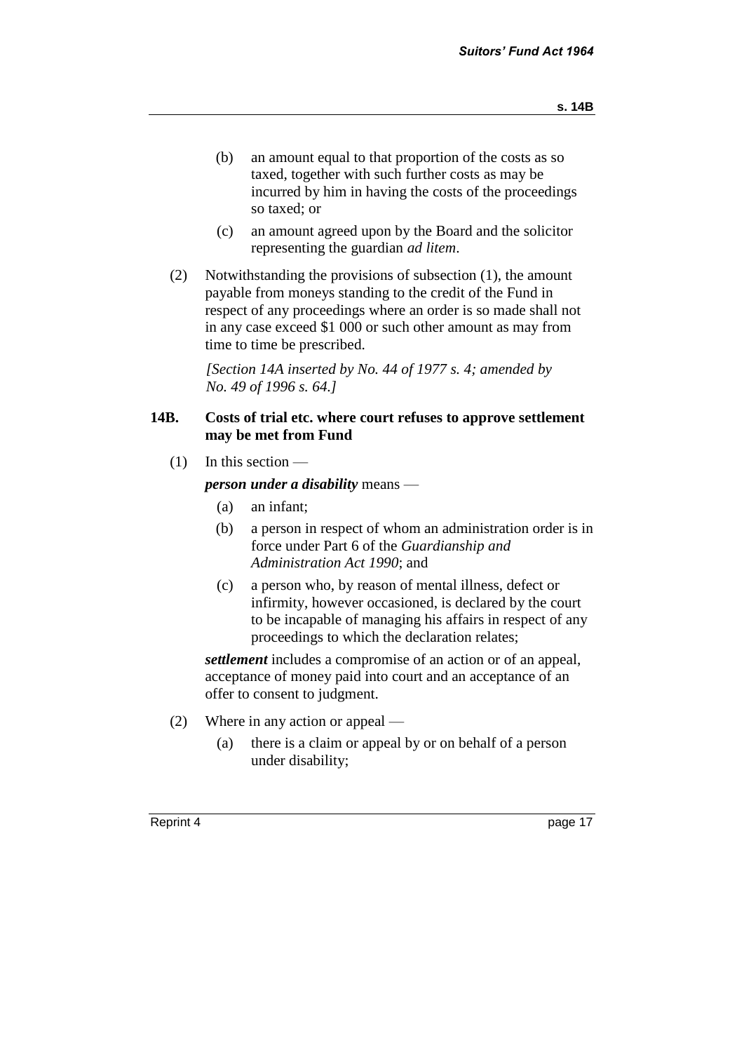(b) an amount equal to that proportion of the costs as so taxed, together with such further costs as may be incurred by him in having the costs of the proceedings so taxed; or

(c) an amount agreed upon by the Board and the solicitor representing the guardian *ad litem*.

(2) Notwithstanding the provisions of subsection (1), the amount payable from moneys standing to the credit of the Fund in respect of any proceedings where an order is so made shall not in any case exceed $1 000 or such other amount as may from time to time be prescribed.

*[Section 14A inserted by No. 44 of 1977 s. 4; amended by No. 49 of 1996 s. 64.]*

## 14B. Costs of trial etc. where court refuses to approve settlement may be met from Fund

(1) In this section —

***person under a disability*** means —

(a) an infant;

(b) a person in respect of whom an administration order is in force under Part 6 of the *Guardianship and Administration Act 1990*; and

(c) a person who, by reason of mental illness, defect or infirmity, however occasioned, is declared by the court to be incapable of managing his affairs in respect of any proceedings to which the declaration relates;

***settlement*** includes a compromise of an action or of an appeal, acceptance of money paid into court and an acceptance of an offer to consent to judgment.

(2) Where in any action or appeal —

(a) there is a claim or appeal by or on behalf of a person under disability;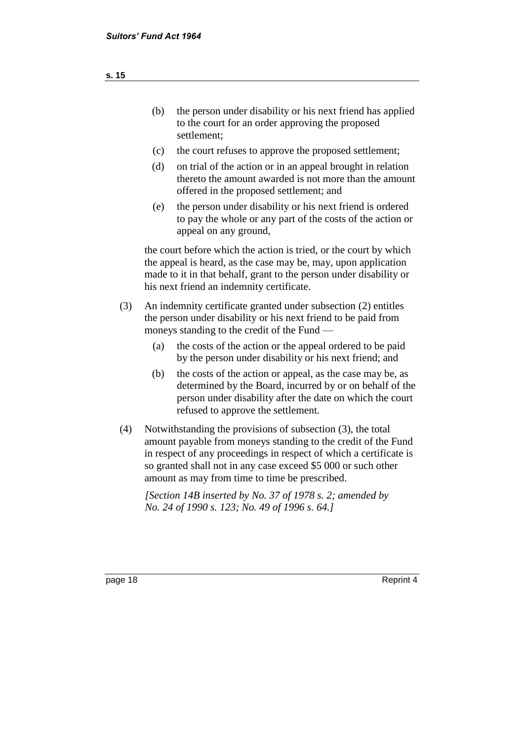(b) the person under disability or his next friend has applied to the court for an order approving the proposed settlement;

(c) the court refuses to approve the proposed settlement;

(d) on trial of the action or in an appeal brought in relation thereto the amount awarded is not more than the amount offered in the proposed settlement; and

(e) the person under disability or his next friend is ordered to pay the whole or any part of the costs of the action or appeal on any ground,

the court before which the action is tried, or the court by which the appeal is heard, as the case may be, may, upon application made to it in that behalf, grant to the person under disability or his next friend an indemnity certificate.

(3) An indemnity certificate granted under subsection (2) entitles the person under disability or his next friend to be paid from moneys standing to the credit of the Fund —

(a) the costs of the action or the appeal ordered to be paid by the person under disability or his next friend; and

(b) the costs of the action or appeal, as the case may be, as determined by the Board, incurred by or on behalf of the person under disability after the date on which the court refused to approve the settlement.

(4) Notwithstanding the provisions of subsection (3), the total amount payable from moneys standing to the credit of the Fund in respect of any proceedings in respect of which a certificate is so granted shall not in any case exceed $5 000 or such other amount as may from time to time be prescribed.

*[Section 14B inserted by No. 37 of 1978 s. 2; amended by No. 24 of 1990 s. 123; No. 49 of 1996 s. 64.]*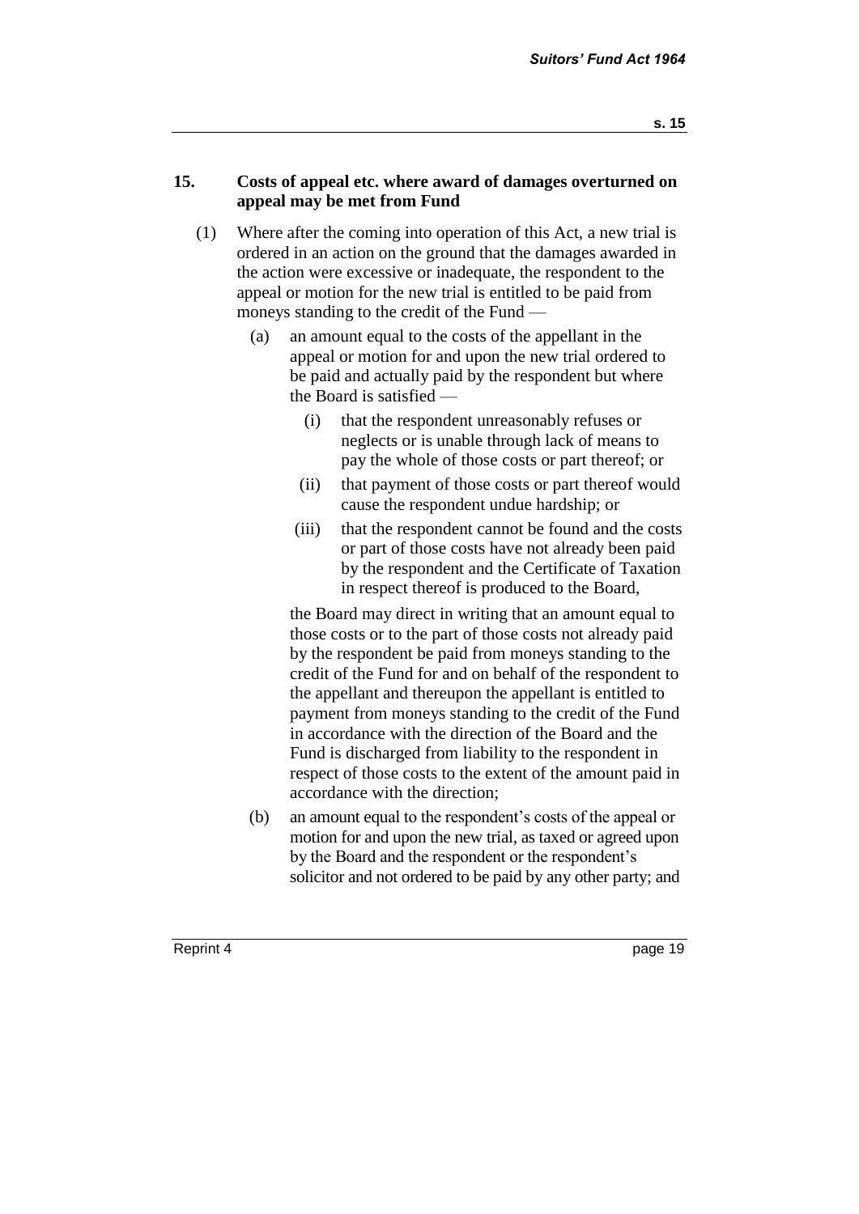## 15. Costs of appeal etc. where award of damages overturned on appeal may be met from Fund

(1) Where after the coming into operation of this Act, a new trial is ordered in an action on the ground that the damages awarded in the action were excessive or inadequate, the respondent to the appeal or motion for the new trial is entitled to be paid from moneys standing to the credit of the Fund —

(a) an amount equal to the costs of the appellant in the appeal or motion for and upon the new trial ordered to be paid and actually paid by the respondent but where the Board is satisfied —

(i) that the respondent unreasonably refuses or neglects or is unable through lack of means to pay the whole of those costs or part thereof; or

(ii) that payment of those costs or part thereof would cause the respondent undue hardship; or

(iii) that the respondent cannot be found and the costs or part of those costs have not already been paid by the respondent and the Certificate of Taxation in respect thereof is produced to the Board,

the Board may direct in writing that an amount equal to those costs or to the part of those costs not already paid by the respondent be paid from moneys standing to the credit of the Fund for and on behalf of the respondent to the appellant and thereupon the appellant is entitled to payment from moneys standing to the credit of the Fund in accordance with the direction of the Board and the Fund is discharged from liability to the respondent in respect of those costs to the extent of the amount paid in accordance with the direction;

(b) an amount equal to the respondent's costs of the appeal or motion for and upon the new trial, as taxed or agreed upon by the Board and the respondent or the respondent's solicitor and not ordered to be paid by any other party; and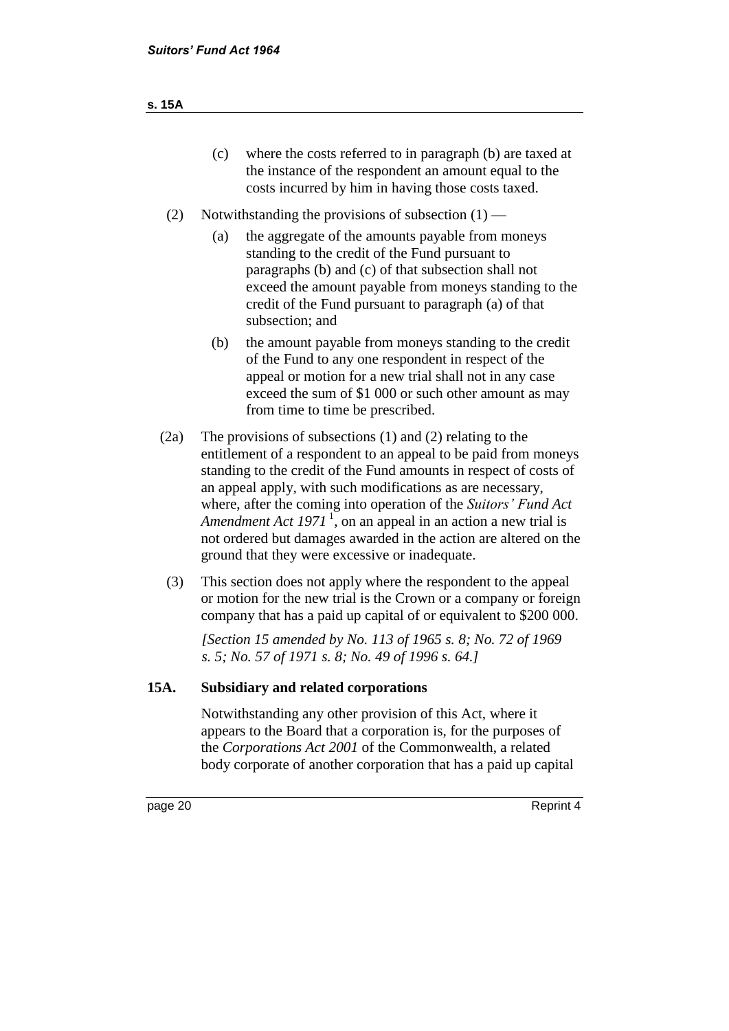(c) where the costs referred to in paragraph (b) are taxed at the instance of the respondent an amount equal to the costs incurred by him in having those costs taxed.

(2) Notwithstanding the provisions of subsection (1) —

(a) the aggregate of the amounts payable from moneys standing to the credit of the Fund pursuant to paragraphs (b) and (c) of that subsection shall not exceed the amount payable from moneys standing to the credit of the Fund pursuant to paragraph (a) of that subsection; and

(b) the amount payable from moneys standing to the credit of the Fund to any one respondent in respect of the appeal or motion for a new trial shall not in any case exceed the sum of $1 000 or such other amount as may from time to time be prescribed.

(2a) The provisions of subsections (1) and (2) relating to the entitlement of a respondent to an appeal to be paid from moneys standing to the credit of the Fund amounts in respect of costs of an appeal apply, with such modifications as are necessary, where, after the coming into operation of the *Suitors' Fund Act Amendment Act 1971* [1], on an appeal in an action a new trial is not ordered but damages awarded in the action are altered on the ground that they were excessive or inadequate.

(3) This section does not apply where the respondent to the appeal or motion for the new trial is the Crown or a company or foreign company that has a paid up capital of or equivalent to $200 000.

*[Section 15 amended by No. 113 of 1965 s. 8; No. 72 of 1969 s. 5; No. 57 of 1971 s. 8; No. 49 of 1996 s. 64.]*

### 15A. Subsidiary and related corporations

Notwithstanding any other provision of this Act, where it appears to the Board that a corporation is, for the purposes of the *Corporations Act 2001* of the Commonwealth, a related body corporate of another corporation that has a paid up capital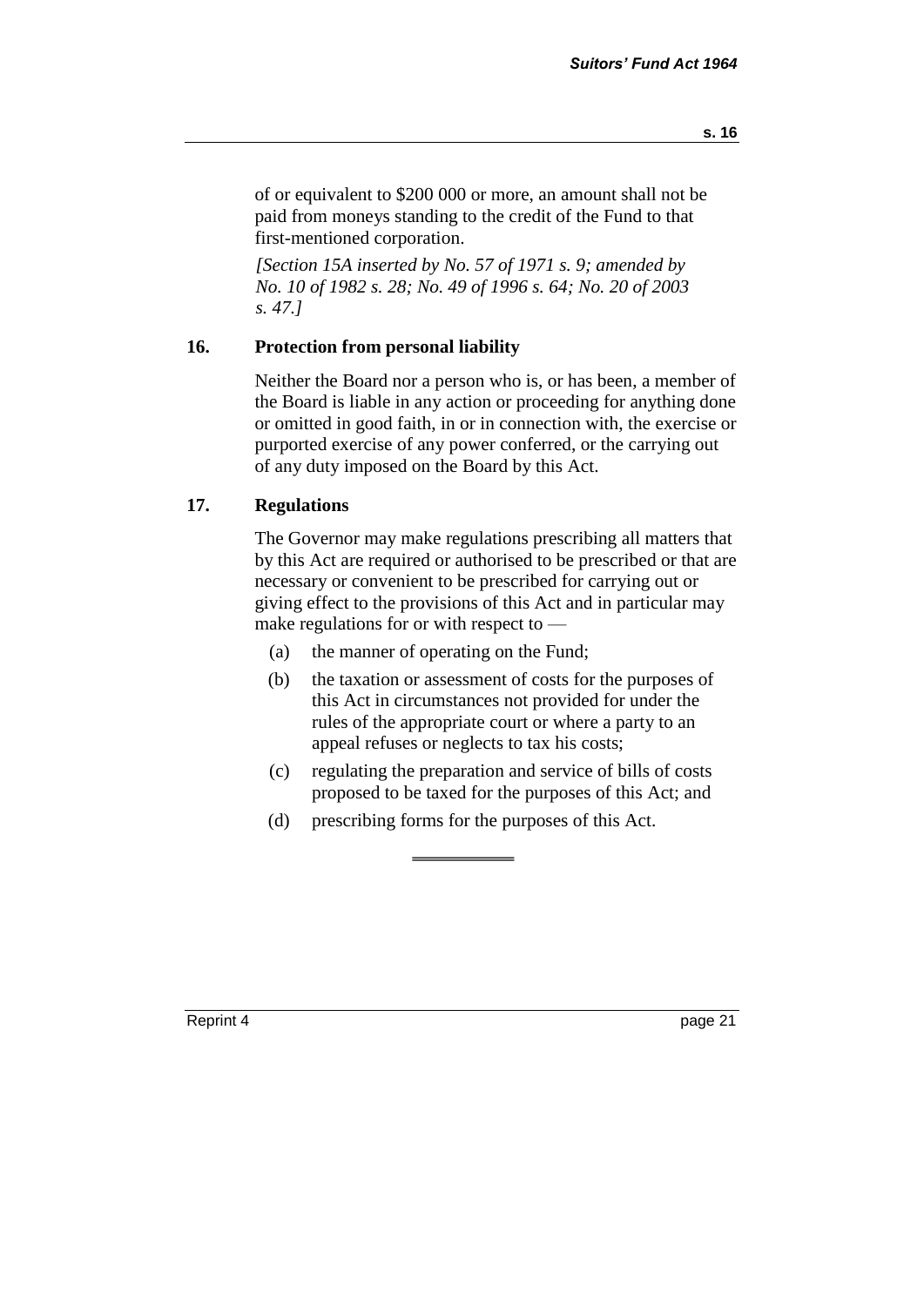of or equivalent to $200 000 or more, an amount shall not be paid from moneys standing to the credit of the Fund to that first-mentioned corporation.

*[Section 15A inserted by No. 57 of 1971 s. 9; amended by No. 10 of 1982 s. 28; No. 49 of 1996 s. 64; No. 20 of 2003 s. 47.]*

### 16. Protection from personal liability

Neither the Board nor a person who is, or has been, a member of the Board is liable in any action or proceeding for anything done or omitted in good faith, in or in connection with, the exercise or purported exercise of any power conferred, or the carrying out of any duty imposed on the Board by this Act.

### 17. Regulations

The Governor may make regulations prescribing all matters that by this Act are required or authorised to be prescribed or that are necessary or convenient to be prescribed for carrying out or giving effect to the provisions of this Act and in particular may make regulations for or with respect to —

(a) the manner of operating on the Fund;

(b) the taxation or assessment of costs for the purposes of this Act in circumstances not provided for under the rules of the appropriate court or where a party to an appeal refuses or neglects to tax his costs;

(c) regulating the preparation and service of bills of costs proposed to be taxed for the purposes of this Act; and

(d) prescribing forms for the purposes of this Act.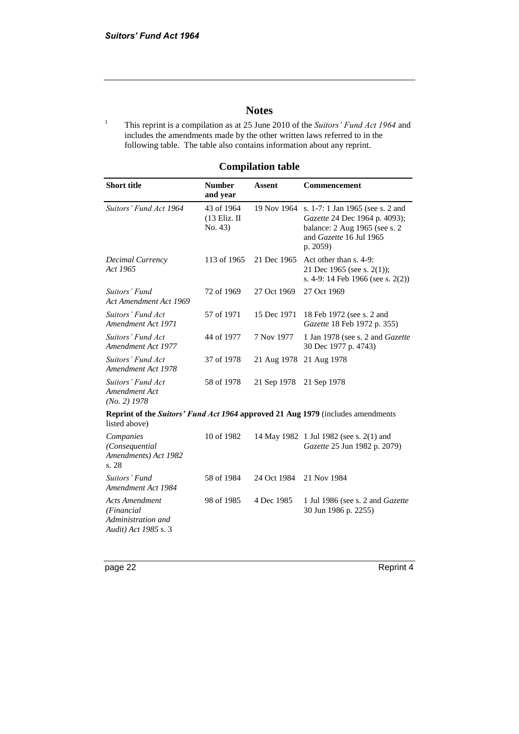# Notes

[1] This reprint is a compilation as at 25 June 2010 of the *Suitors' Fund Act 1964* and includes the amendments made by the other written laws referred to in the following table. The table also contains information about any reprint.

## Compilation table

| Short title | Number and year | Assent | Commencement |
|---|---|---|---|
| *Suitors' Fund Act 1964* | 43 of 1964 (13 Eliz. II No. 43) | 19 Nov 1964 | s. 1-7: 1 Jan 1965 (see s. 2 and *Gazette* 24 Dec 1964 p. 4093); balance: 2 Aug 1965 (see s. 2 and *Gazette* 16 Jul 1965 p. 2059) |
| *Decimal Currency Act 1965* | 113 of 1965 | 21 Dec 1965 | Act other than s. 4-9: 21 Dec 1965 (see s. 2(1)); s. 4-9: 14 Feb 1966 (see s. 2(2)) |
| *Suitors' Fund Act Amendment Act 1969* | 72 of 1969 | 27 Oct 1969 | 27 Oct 1969 |
| *Suitors' Fund Act Amendment Act 1971* | 57 of 1971 | 15 Dec 1971 | 18 Feb 1972 (see s. 2 and *Gazette* 18 Feb 1972 p. 355) |
| *Suitors' Fund Act Amendment Act 1977* | 44 of 1977 | 7 Nov 1977 | 1 Jan 1978 (see s. 2 and *Gazette* 30 Dec 1977 p. 4743) |
| *Suitors' Fund Act Amendment Act 1978* | 37 of 1978 | 21 Aug 1978 | 21 Aug 1978 |
| *Suitors' Fund Act Amendment Act (No. 2) 1978* | 58 of 1978 | 21 Sep 1978 | 21 Sep 1978 |
| **Reprint of the *Suitors' Fund Act 1964* approved 21 Aug 1979** (includes amendments listed above) | | | |
| *Companies (Consequential Amendments) Act 1982* s. 28 | 10 of 1982 | 14 May 1982 | 1 Jul 1982 (see s. 2(1) and *Gazette* 25 Jun 1982 p. 2079) |
| *Suitors' Fund Amendment Act 1984* | 58 of 1984 | 24 Oct 1984 | 21 Nov 1984 |
| *Acts Amendment (Financial Administration and Audit) Act 1985* s. 3 | 98 of 1985 | 4 Dec 1985 | 1 Jul 1986 (see s. 2 and *Gazette* 30 Jun 1986 p. 2255) |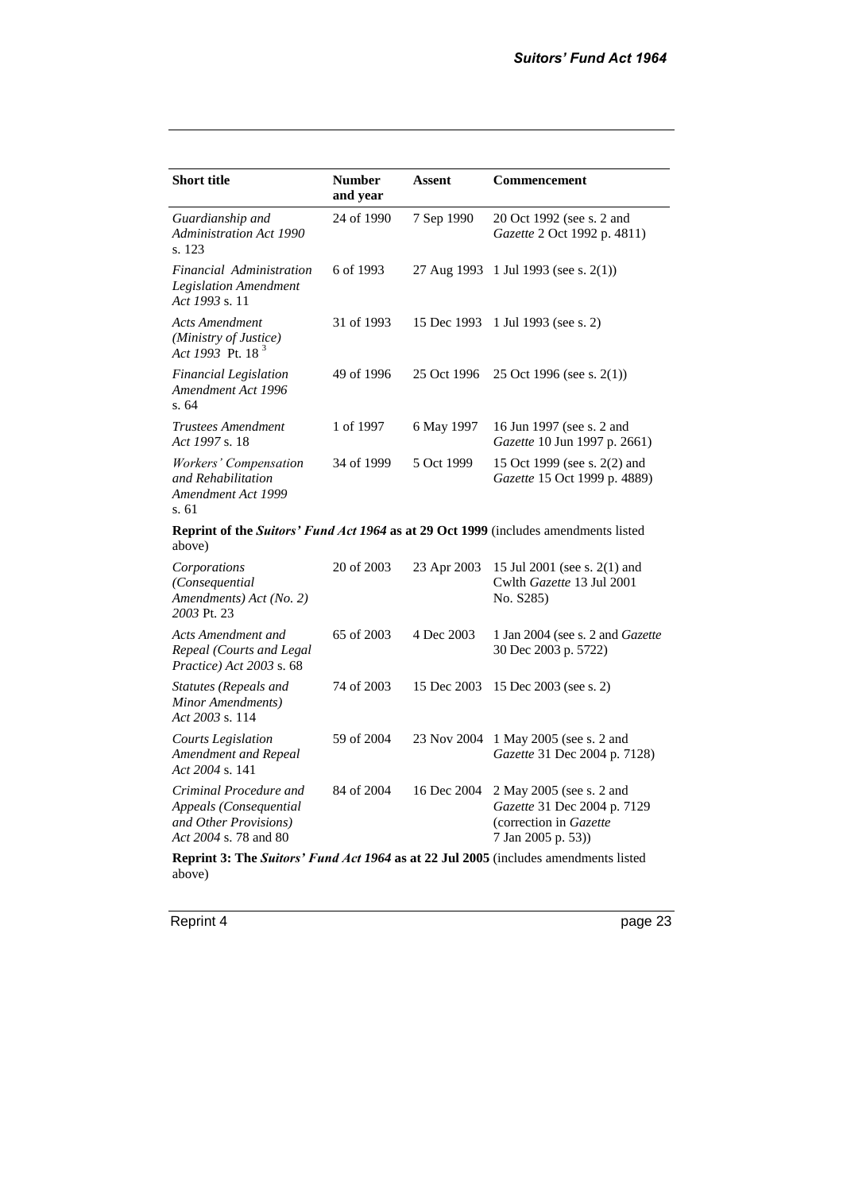| Short title | Number and year | Assent | Commencement |
|---|---|---|---|
| *Guardianship and Administration Act 1990* s. 123 | 24 of 1990 | 7 Sep 1990 | 20 Oct 1992 (see s. 2 and *Gazette* 2 Oct 1992 p. 4811) |
| *Financial Administration Legislation Amendment Act 1993* s. 11 | 6 of 1993 | 27 Aug 1993 | 1 Jul 1993 (see s. 2(1)) |
| *Acts Amendment (Ministry of Justice) Act 1993* Pt. 18 [3] | 31 of 1993 | 15 Dec 1993 | 1 Jul 1993 (see s. 2) |
| *Financial Legislation Amendment Act 1996* s. 64 | 49 of 1996 | 25 Oct 1996 | 25 Oct 1996 (see s. 2(1)) |
| *Trustees Amendment Act 1997* s. 18 | 1 of 1997 | 6 May 1997 | 16 Jun 1997 (see s. 2 and *Gazette* 10 Jun 1997 p. 2661) |
| *Workers' Compensation and Rehabilitation Amendment Act 1999* s. 61 | 34 of 1999 | 5 Oct 1999 | 15 Oct 1999 (see s. 2(2) and *Gazette* 15 Oct 1999 p. 4889) |
| **Reprint of the *Suitors' Fund Act 1964* as at 29 Oct 1999** (includes amendments listed above) | | | |
| *Corporations (Consequential Amendments) Act (No. 2) 2003* Pt. 23 | 20 of 2003 | 23 Apr 2003 | 15 Jul 2001 (see s. 2(1) and Cwlth *Gazette* 13 Jul 2001 No. S285) |
| *Acts Amendment and Repeal (Courts and Legal Practice) Act 2003* s. 68 | 65 of 2003 | 4 Dec 2003 | 1 Jan 2004 (see s. 2 and *Gazette* 30 Dec 2003 p. 5722) |
| *Statutes (Repeals and Minor Amendments) Act 2003* s. 114 | 74 of 2003 | 15 Dec 2003 | 15 Dec 2003 (see s. 2) |
| *Courts Legislation Amendment and Repeal Act 2004* s. 141 | 59 of 2004 | 23 Nov 2004 | 1 May 2005 (see s. 2 and *Gazette* 31 Dec 2004 p. 7128) |
| *Criminal Procedure and Appeals (Consequential and Other Provisions) Act 2004* s. 78 and 80 | 84 of 2004 | 16 Dec 2004 | 2 May 2005 (see s. 2 and *Gazette* 31 Dec 2004 p. 7129 (correction in *Gazette* 7 Jan 2005 p. 53)) |
| **Reprint 3: The *Suitors' Fund Act 1964* as at 22 Jul 2005** (includes amendments listed above) | | | |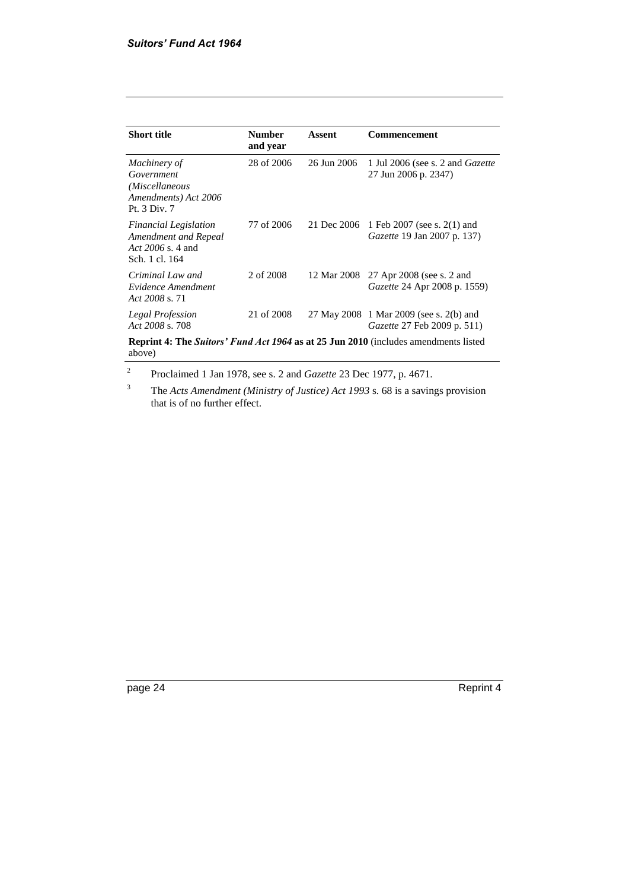| Short title | Number and year | Assent | Commencement |
|---|---|---|---|
| *Machinery of Government (Miscellaneous Amendments) Act 2006* Pt. 3 Div. 7 | 28 of 2006 | 26 Jun 2006 | 1 Jul 2006 (see s. 2 and *Gazette* 27 Jun 2006 p. 2347) |
| *Financial Legislation Amendment and Repeal Act 2006* s. 4 and Sch. 1 cl. 164 | 77 of 2006 | 21 Dec 2006 | 1 Feb 2007 (see s. 2(1) and *Gazette* 19 Jan 2007 p. 137) |
| *Criminal Law and Evidence Amendment Act 2008* s. 71 | 2 of 2008 | 12 Mar 2008 | 27 Apr 2008 (see s. 2 and *Gazette* 24 Apr 2008 p. 1559) |
| *Legal Profession Act 2008* s. 708 | 21 of 2008 | 27 May 2008 | 1 Mar 2009 (see s. 2(b) and *Gazette* 27 Feb 2009 p. 511) |
| **Reprint 4: The *Suitors' Fund Act 1964* as at 25 Jun 2010** (includes amendments listed above) | | | |

[2] Proclaimed 1 Jan 1978, see s. 2 and *Gazette* 23 Dec 1977, p. 4671.

[3] The *Acts Amendment (Ministry of Justice) Act 1993* s. 68 is a savings provision that is of no further effect.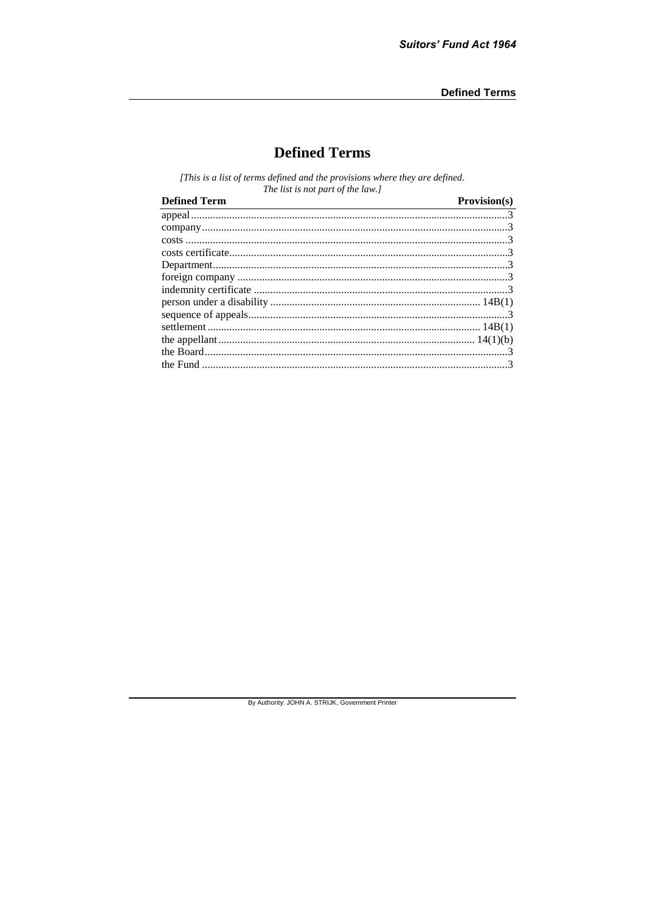# Defined Terms

*[This is a list of terms defined and the provisions where they are defined. The list is not part of the law.]*

| Defined Term | Provision(s) |
|---|---|
| appeal | 3 |
| company | 3 |
| costs | 3 |
| costs certificate | 3 |
| Department | 3 |
| foreign company | 3 |
| indemnity certificate | 3 |
| person under a disability | 14B(1) |
| sequence of appeals | 3 |
| settlement | 14B(1) |
| the appellant | 14(1)(b) |
| the Board | 3 |
| the Fund | 3 |

By Authority: JOHN A. STRIJK, Government Printer